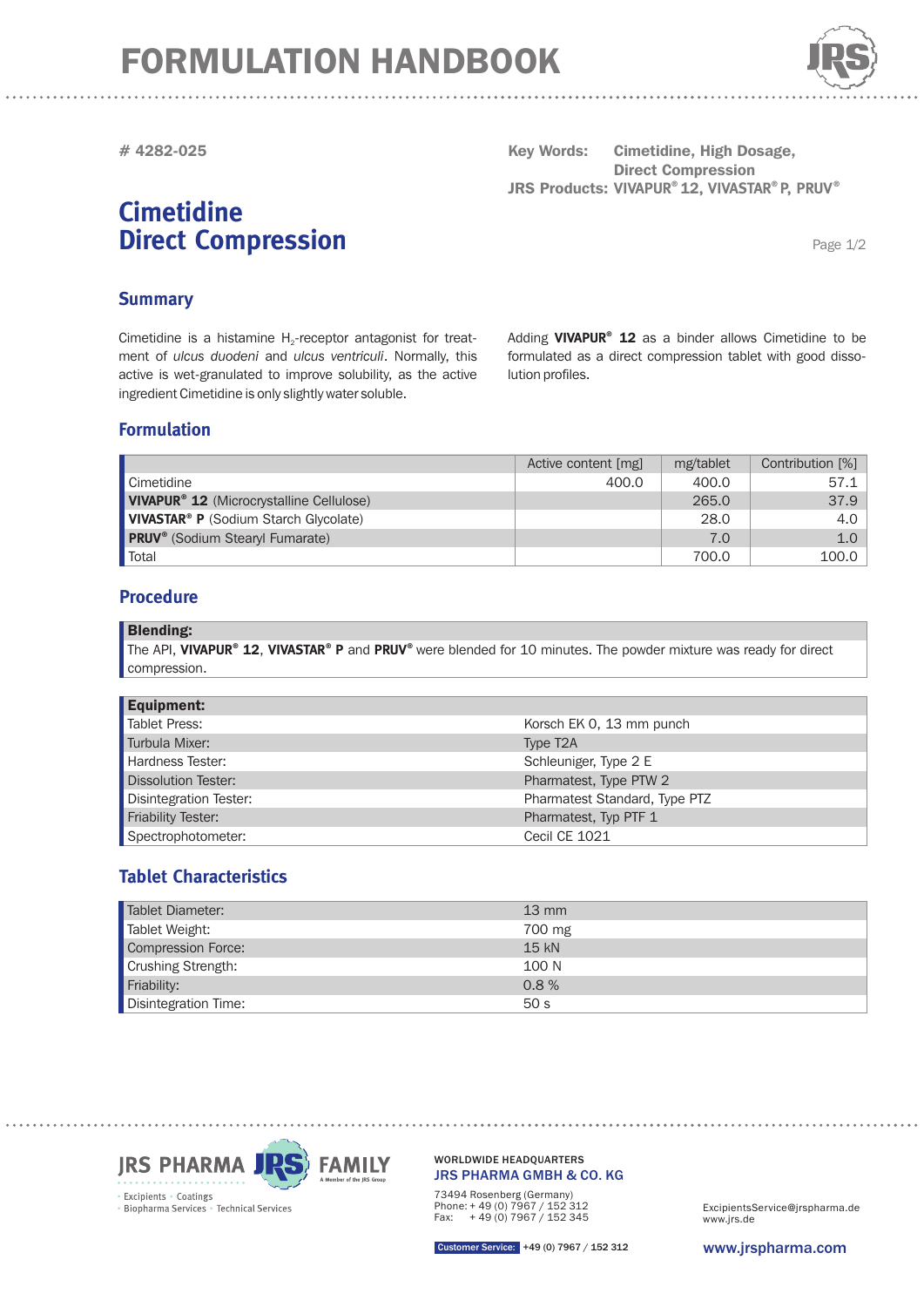# FORMULATION HANDBOOK

# 4282-025

**Key Words:** Cimetidine, High Dosage, Direct Compression
**JRS Products:** VIVAPUR® 12, VIVASTAR® P, PRUV®

## Cimetidine Direct Compression

### Summary

Cimetidine is a histamine $H_2$-receptor antagonist for treatment of *ulcus duodeni* and *ulcus ventriculi*. Normally, this active is wet-granulated to improve solubility, as the active ingredient Cimetidine is only slightly water soluble.

Adding **VIVAPUR® 12** as a binder allows Cimetidine to be formulated as a direct compression tablet with good dissolution profiles.

### Formulation

| | Active content [mg] | mg/tablet | Contribution [%] |
|---|---|---|---|
| Cimetidine | 400.0 | 400.0 | 57.1 |
| **VIVAPUR® 12** (Microcrystalline Cellulose) | | 265.0 | 37.9 |
| **VIVASTAR® P** (Sodium Starch Glycolate) | | 28.0 | 4.0 |
| **PRUV®** (Sodium Stearyl Fumarate) | | 7.0 | 1.0 |
| Total | | 700.0 | 100.0 |

### Procedure

**Blending:**
The API, **VIVAPUR® 12**, **VIVASTAR® P** and **PRUV®** were blended for 10 minutes. The powder mixture was ready for direct compression.

| **Equipment:** | |
|---|---|
| Tablet Press: | Korsch EK 0, 13 mm punch |
| Turbula Mixer: | Type T2A |
| Hardness Tester: | Schleuniger, Type 2 E |
| Dissolution Tester: | Pharmatest, Type PTW 2 |
| Disintegration Tester: | Pharmatest Standard, Type PTZ |
| Friability Tester: | Pharmatest, Typ PTF 1 |
| Spectrophotometer: | Cecil CE 1021 |

### Tablet Characteristics

| | |
|---|---|
| Tablet Diameter: | 13 mm |
| Tablet Weight: | 700 mg |
| Compression Force: | 15 kN |
| Crushing Strength: | 100 N |
| Friability: | 0.8 % |
| Disintegration Time: | 50 s |

JRS PHARMA FAMILY
Excipients · Coatings · Biopharma Services · Technical Services

WORLDWIDE HEADQUARTERS
JRS PHARMA GMBH & CO. KG
73494 Rosenberg (Germany)
Phone: + 49 (0) 7967 / 152 312
Fax: + 49 (0) 7967 / 152 345

ExcipientsService@jrspharma.de
www.jrs.de

Customer Service: +49 (0) 7967 / 152 312

www.jrspharma.com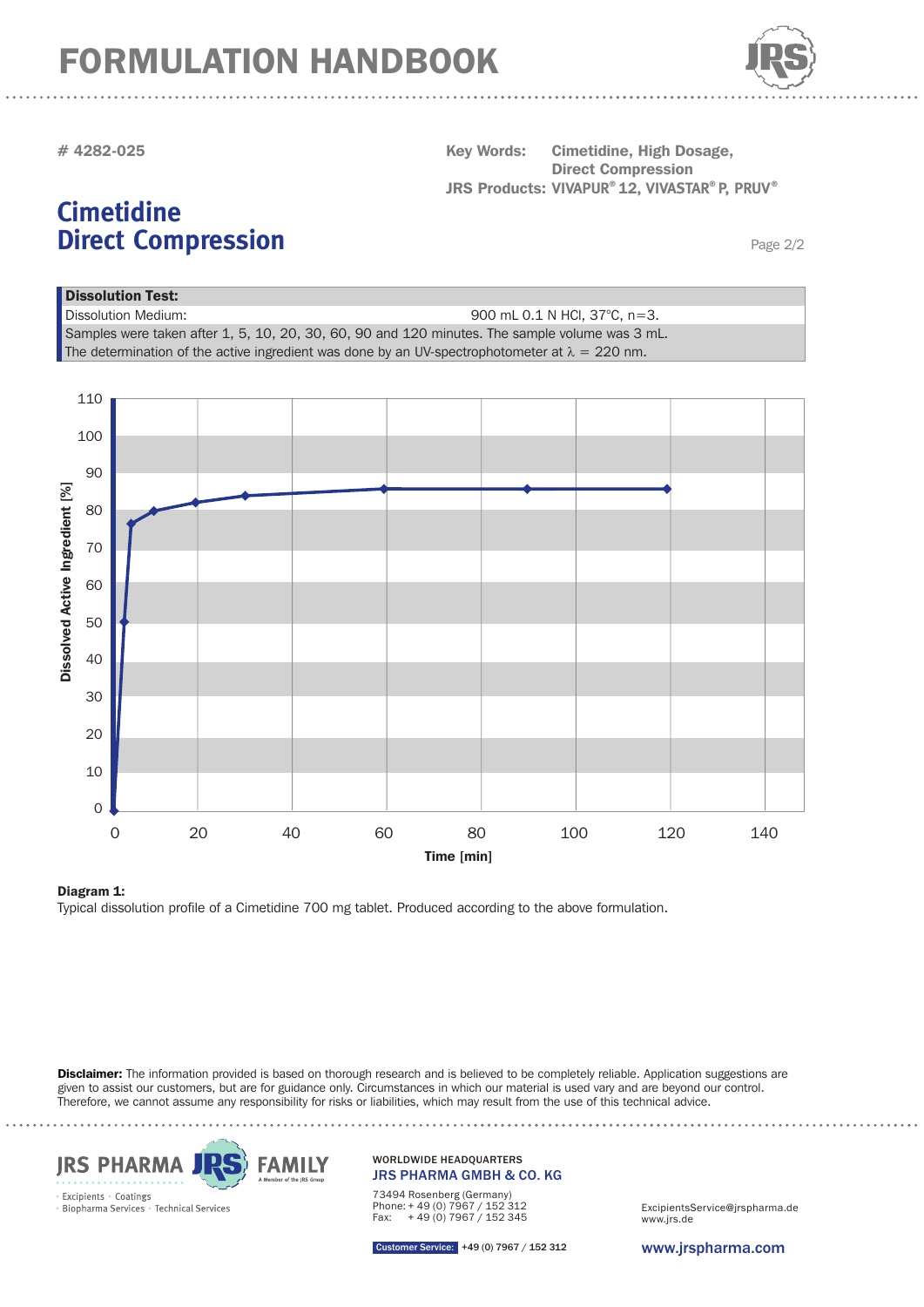# 4282-025

**Key Words:** Cimetidine, High Dosage, Direct Compression
**JRS Products:** VIVAPUR® 12, VIVASTAR® P, PRUV®

## Cimetidine Direct Compression

| **Dissolution Test:** | |
|---|---|
| Dissolution Medium: | 900 mL 0.1 N HCl, 37°C, n=3. |
| Samples were taken after 1, 5, 10, 20, 30, 60, 90 and 120 minutes. The sample volume was 3 mL. | |
| The determination of the active ingredient was done by an UV-spectrophotometer at $\lambda$ = 220 nm. | |

Dissolved Active Ingredient [%]
110
100
90
80
70
60
50
40
30
20
10
0
0
20
40
60
80
100
120
140
Time [min]

**Diagram 1:**
Typical dissolution profile of a Cimetidine 700 mg tablet. Produced according to the above formulation.

**Disclaimer:** The information provided is based on thorough research and is believed to be completely reliable. Application suggestions are given to assist our customers, but are for guidance only. Circumstances in which our material is used vary and are beyond our control. Therefore, we cannot assume any responsibility for risks or liabilities, which may result from the use of this technical advice.

JRS PHARMA JRS FAMILY
A Member of the JRS Group
Excipients · Coatings
Biopharma Services · Technical Services

WORLDWIDE HEADQUARTERS
JRS PHARMA GMBH & CO. KG
73494 Rosenberg (Germany)
Phone: + 49 (0) 7967 / 152 312
Fax: + 49 (0) 7967 / 152 345

ExcipientsService@jrspharma.de
www.jrs.de

Customer Service: +49 (0) 7967 / 152 312

www.jrspharma.com